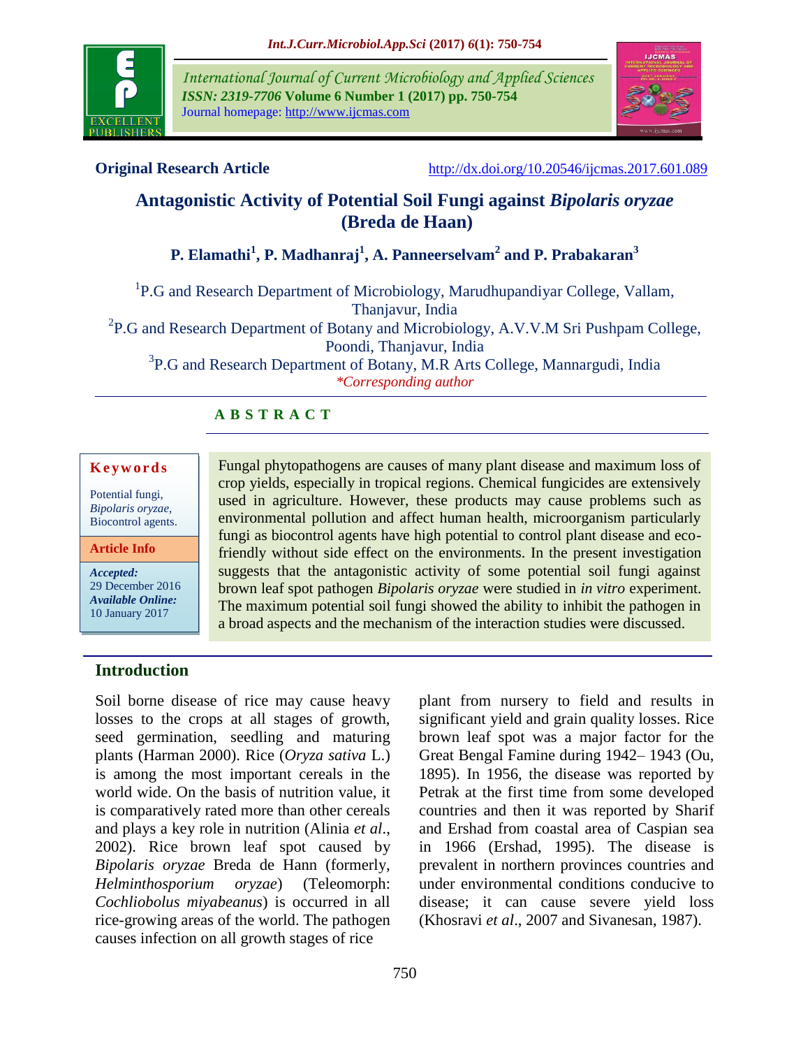**Original Research Article** http://dx.doi.org/10.20546/ijcmas.2017.601.089

# Antagonistic Activity of Potential Soil Fungi against *Bipolaris oryzae* (Breda de Haan)

**P. Elamathi[1], P. Madhanraj[1], A. Panneerselvam[2] and P. Prabakaran[3]**

[1]P.G and Research Department of Microbiology, Marudhupandiyar College, Vallam, Thanjavur, India

[2]P.G and Research Department of Botany and Microbiology, A.V.V.M Sri Pushpam College, Poondi, Thanjavur, India

[3]P.G and Research Department of Botany, M.R Arts College, Mannargudi, India

*\*Corresponding author*

## A B S T R A C T

**Keywords**

Potential fungi, *Bipolaris oryzae*, Biocontrol agents.

**Article Info**

*Accepted:* 29 December 2016

*Available Online:* 10 January 2017

Fungal phytopathogens are causes of many plant disease and maximum loss of crop yields, especially in tropical regions. Chemical fungicides are extensively used in agriculture. However, these products may cause problems such as environmental pollution and affect human health, microorganism particularly fungi as biocontrol agents have high potential to control plant disease and eco-friendly without side effect on the environments. In the present investigation suggests that the antagonistic activity of some potential soil fungi against brown leaf spot pathogen *Bipolaris oryzae* were studied in *in vitro* experiment. The maximum potential soil fungi showed the ability to inhibit the pathogen in a broad aspects and the mechanism of the interaction studies were discussed.

## Introduction

Soil borne disease of rice may cause heavy losses to the crops at all stages of growth, seed germination, seedling and maturing plants (Harman 2000). Rice (*Oryza sativa* L.) is among the most important cereals in the world wide. On the basis of nutrition value, it is comparatively rated more than other cereals and plays a key role in nutrition (Alinia *et al*., 2002). Rice brown leaf spot caused by *Bipolaris oryzae* Breda de Hann (formerly, *Helminthosporium oryzae*) (Teleomorph: *Cochliobolus miyabeanus*) is occurred in all rice-growing areas of the world. The pathogen causes infection on all growth stages of rice plant from nursery to field and results in significant yield and grain quality losses. Rice brown leaf spot was a major factor for the Great Bengal Famine during 1942– 1943 (Ou, 1895). In 1956, the disease was reported by Petrak at the first time from some developed countries and then it was reported by Sharif and Ershad from coastal area of Caspian sea in 1966 (Ershad, 1995). The disease is prevalent in northern provinces countries and under environmental conditions conducive to disease; it can cause severe yield loss (Khosravi *et al*., 2007 and Sivanesan, 1987).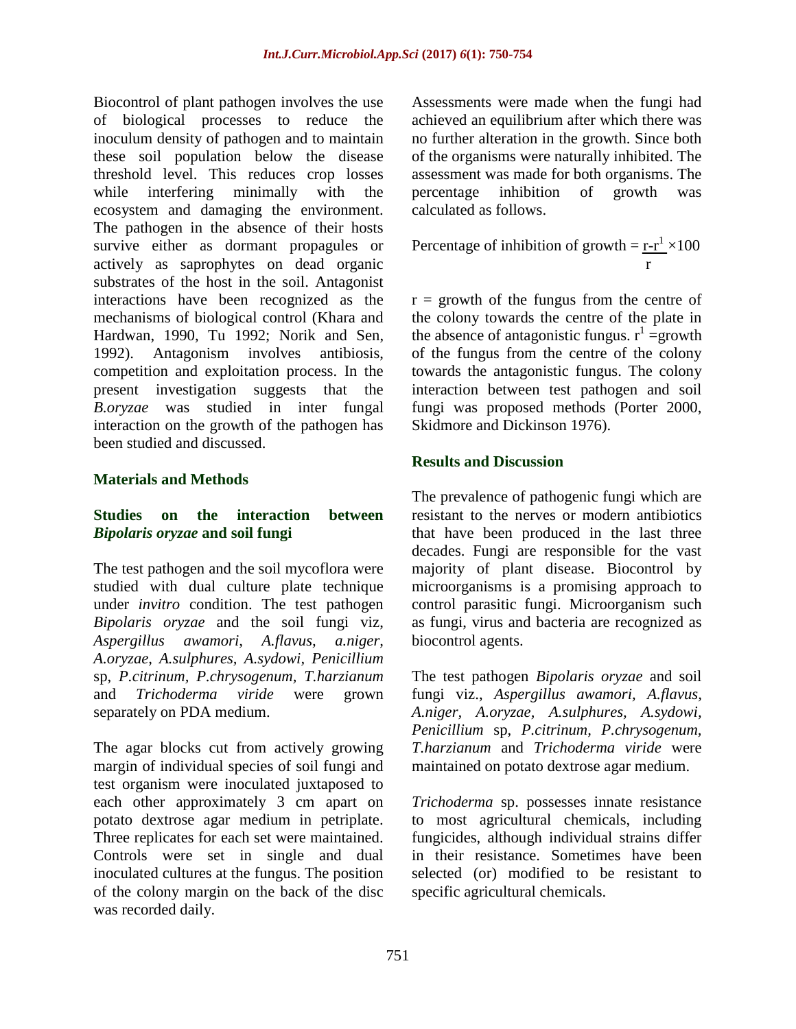Biocontrol of plant pathogen involves the use of biological processes to reduce the inoculum density of pathogen and to maintain these soil population below the disease threshold level. This reduces crop losses while interfering minimally with the ecosystem and damaging the environment. The pathogen in the absence of their hosts survive either as dormant propagules or actively as saprophytes on dead organic substrates of the host in the soil. Antagonist interactions have been recognized as the mechanisms of biological control (Khara and Hardwan, 1990, Tu 1992; Norik and Sen, 1992). Antagonism involves antibiosis, competition and exploitation process. In the present investigation suggests that the *B.oryzae* was studied in inter fungal interaction on the growth of the pathogen has been studied and discussed.

## Materials and Methods

### Studies on the interaction between *Bipolaris oryzae* and soil fungi

The test pathogen and the soil mycoflora were studied with dual culture plate technique under *invitro* condition. The test pathogen *Bipolaris oryzae* and the soil fungi viz, *Aspergillus awamori, A.flavus, a.niger, A.oryzae, A.sulphures, A.sydowi, Penicillium* sp, *P.citrinum, P.chrysogenum, T.harzianum* and *Trichoderma viride* were grown separately on PDA medium.

The agar blocks cut from actively growing margin of individual species of soil fungi and test organism were inoculated juxtaposed to each other approximately 3 cm apart on potato dextrose agar medium in petriplate. Three replicates for each set were maintained. Controls were set in single and dual inoculated cultures at the fungus. The position of the colony margin on the back of the disc was recorded daily.

Assessments were made when the fungi had achieved an equilibrium after which there was no further alteration in the growth. Since both of the organisms were naturally inhibited. The assessment was made for both organisms. The percentage inhibition of growth was calculated as follows.

$$\text{Percentage of inhibition of growth} = \frac{r - r^1}{r} \times 100$$

$r$ = growth of the fungus from the centre of the colony towards the centre of the plate in the absence of antagonistic fungus. $r^1$ =growth of the fungus from the centre of the colony towards the antagonistic fungus. The colony interaction between test pathogen and soil fungi was proposed methods (Porter 2000, Skidmore and Dickinson 1976).

## Results and Discussion

The prevalence of pathogenic fungi which are resistant to the nerves or modern antibiotics that have been produced in the last three decades. Fungi are responsible for the vast majority of plant disease. Biocontrol by microorganisms is a promising approach to control parasitic fungi. Microorganism such as fungi, virus and bacteria are recognized as biocontrol agents.

The test pathogen *Bipolaris oryzae* and soil fungi viz., *Aspergillus awamori, A.flavus, A.niger, A.oryzae, A.sulphures, A.sydowi, Penicillium* sp, *P.citrinum, P.chrysogenum, T.harzianum* and *Trichoderma viride* were maintained on potato dextrose agar medium.

*Trichoderma* sp. possesses innate resistance to most agricultural chemicals, including fungicides, although individual strains differ in their resistance. Sometimes have been selected (or) modified to be resistant to specific agricultural chemicals.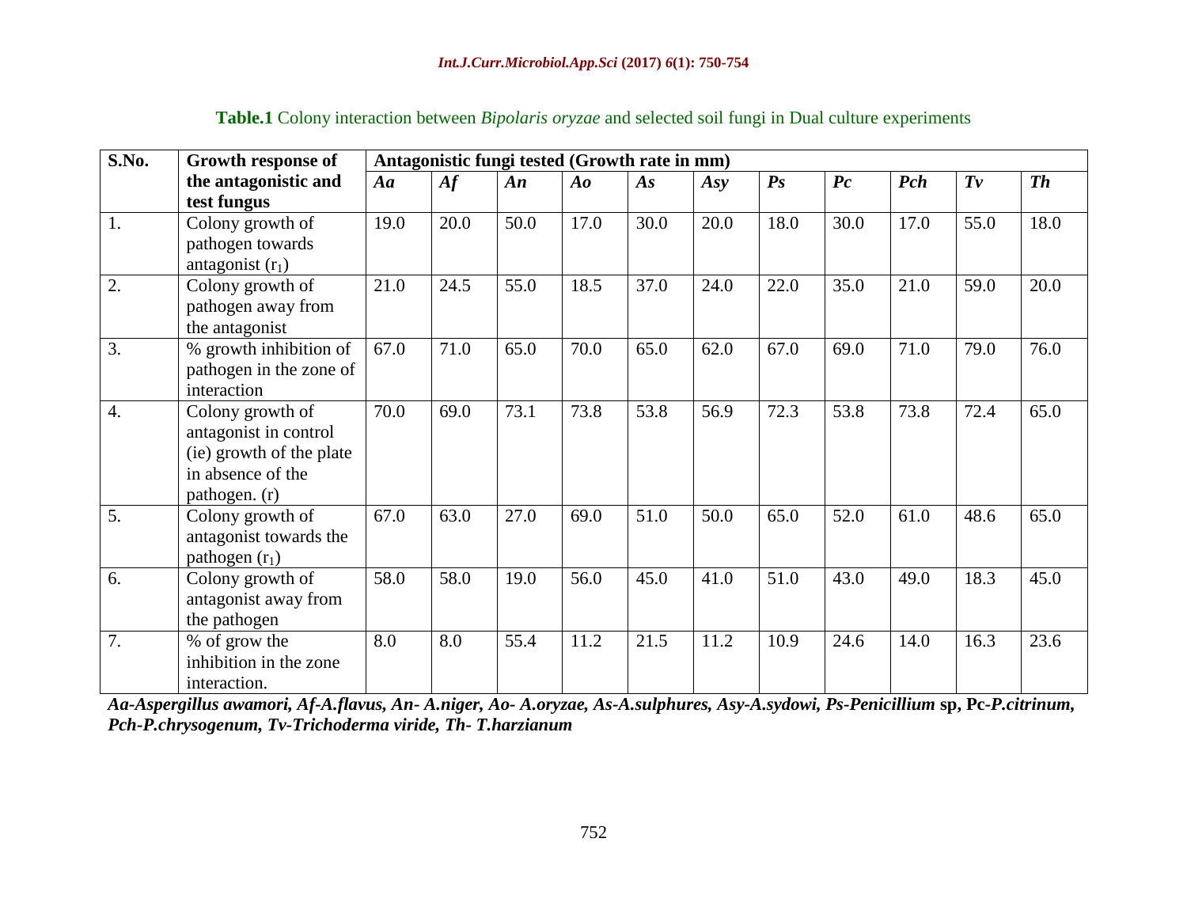**Table.1** Colony interaction between *Bipolaris oryzae* and selected soil fungi in Dual culture experiments

| S.No. | Growth response of the antagonistic and test fungus | Antagonistic fungi tested (Growth rate in mm) | | | | | | | | | | |
|---|---|---|---|---|---|---|---|---|---|---|---|---|
| | | ***Aa*** | ***Af*** | ***An*** | ***Ao*** | ***As*** | ***Asy*** | ***Ps*** | ***Pc*** | ***Pch*** | ***Tv*** | ***Th*** |
| 1. | Colony growth of pathogen towards antagonist ($r_1$) | 19.0 | 20.0 | 50.0 | 17.0 | 30.0 | 20.0 | 18.0 | 30.0 | 17.0 | 55.0 | 18.0 |
| 2. | Colony growth of pathogen away from the antagonist | 21.0 | 24.5 | 55.0 | 18.5 | 37.0 | 24.0 | 22.0 | 35.0 | 21.0 | 59.0 | 20.0 |
| 3. | % growth inhibition of pathogen in the zone of interaction | 67.0 | 71.0 | 65.0 | 70.0 | 65.0 | 62.0 | 67.0 | 69.0 | 71.0 | 79.0 | 76.0 |
| 4. | Colony growth of antagonist in control (ie) growth of the plate in absence of the pathogen. (r) | 70.0 | 69.0 | 73.1 | 73.8 | 53.8 | 56.9 | 72.3 | 53.8 | 73.8 | 72.4 | 65.0 |
| 5. | Colony growth of antagonist towards the pathogen ($r_1$) | 67.0 | 63.0 | 27.0 | 69.0 | 51.0 | 50.0 | 65.0 | 52.0 | 61.0 | 48.6 | 65.0 |
| 6. | Colony growth of antagonist away from the pathogen | 58.0 | 58.0 | 19.0 | 56.0 | 45.0 | 41.0 | 51.0 | 43.0 | 49.0 | 18.3 | 45.0 |
| 7. | % of grow the inhibition in the zone interaction. | 8.0 | 8.0 | 55.4 | 11.2 | 21.5 | 11.2 | 10.9 | 24.6 | 14.0 | 16.3 | 23.6 |

***Aa-Aspergillus awamori, Af-A.flavus, An- A.niger, Ao- A.oryzae, As-A.sulphures, Asy-A.sydowi, Ps-Penicillium*** **sp, Pc-*P.citrinum, Pch-P.chrysogenum, Tv-Trichoderma viride, Th- T.harzianum***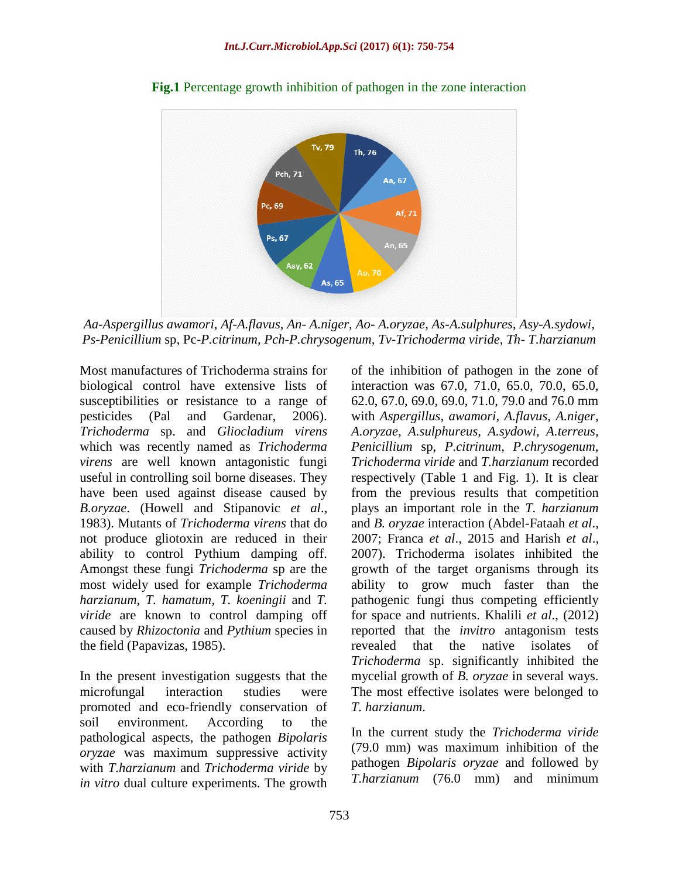**Fig.1** Percentage growth inhibition of pathogen in the zone interaction

*Aa-Aspergillus awamori, Af-A.flavus, An- A.niger, Ao- A.oryzae, As-A.sulphures, Asy-A.sydowi, Ps-Penicillium* sp, Pc-*P.citrinum, Pch-P.chrysogenum, Tv-Trichoderma viride, Th- T.harzianum*

Most manufactures of Trichoderma strains for biological control have extensive lists of susceptibilities or resistance to a range of pesticides (Pal and Gardenar, 2006). *Trichoderma* sp. and *Gliocladium virens* which was recently named as *Trichoderma virens* are well known antagonistic fungi useful in controlling soil borne diseases. They have been used against disease caused by *B.oryzae*. (Howell and Stipanovic *et al*., 1983). Mutants of *Trichoderma virens* that do not produce gliotoxin are reduced in their ability to control Pythium damping off. Amongst these fungi *Trichoderma* sp are the most widely used for example *Trichoderma harzianum, T. hamatum, T. koeningii* and *T. viride* are known to control damping off caused by *Rhizoctonia* and *Pythium* species in the field (Papavizas, 1985).

In the present investigation suggests that the microfungal interaction studies were promoted and eco-friendly conservation of soil environment. According to the pathological aspects, the pathogen *Bipolaris oryzae* was maximum suppressive activity with *T.harzianum* and *Trichoderma viride* by *in vitro* dual culture experiments. The growth of the inhibition of pathogen in the zone of interaction was 67.0, 71.0, 65.0, 70.0, 65.0, 62.0, 67.0, 69.0, 69.0, 71.0, 79.0 and 76.0 mm with *Aspergillus, awamori, A.flavus, A.niger, A.oryzae, A.sulphureus, A.sydowi, A.terreus, Penicillium* sp, *P.citrinum, P.chrysogenum, Trichoderma viride* and *T.harzianum* recorded respectively (Table 1 and Fig. 1). It is clear from the previous results that competition plays an important role in the *T. harzianum* and *B. oryzae* interaction (Abdel-Fataah *et al*., 2007; Franca *et al*., 2015 and Harish *et al*., 2007). Trichoderma isolates inhibited the growth of the target organisms through its ability to grow much faster than the pathogenic fungi thus competing efficiently for space and nutrients. Khalili *et al*., (2012) reported that the *invitro* antagonism tests revealed that the native isolates of *Trichoderma* sp. significantly inhibited the mycelial growth of *B. oryzae* in several ways. The most effective isolates were belonged to *T. harzianum*.

In the current study the *Trichoderma viride* (79.0 mm) was maximum inhibition of the pathogen *Bipolaris oryzae* and followed by *T.harzianum* (76.0 mm) and minimum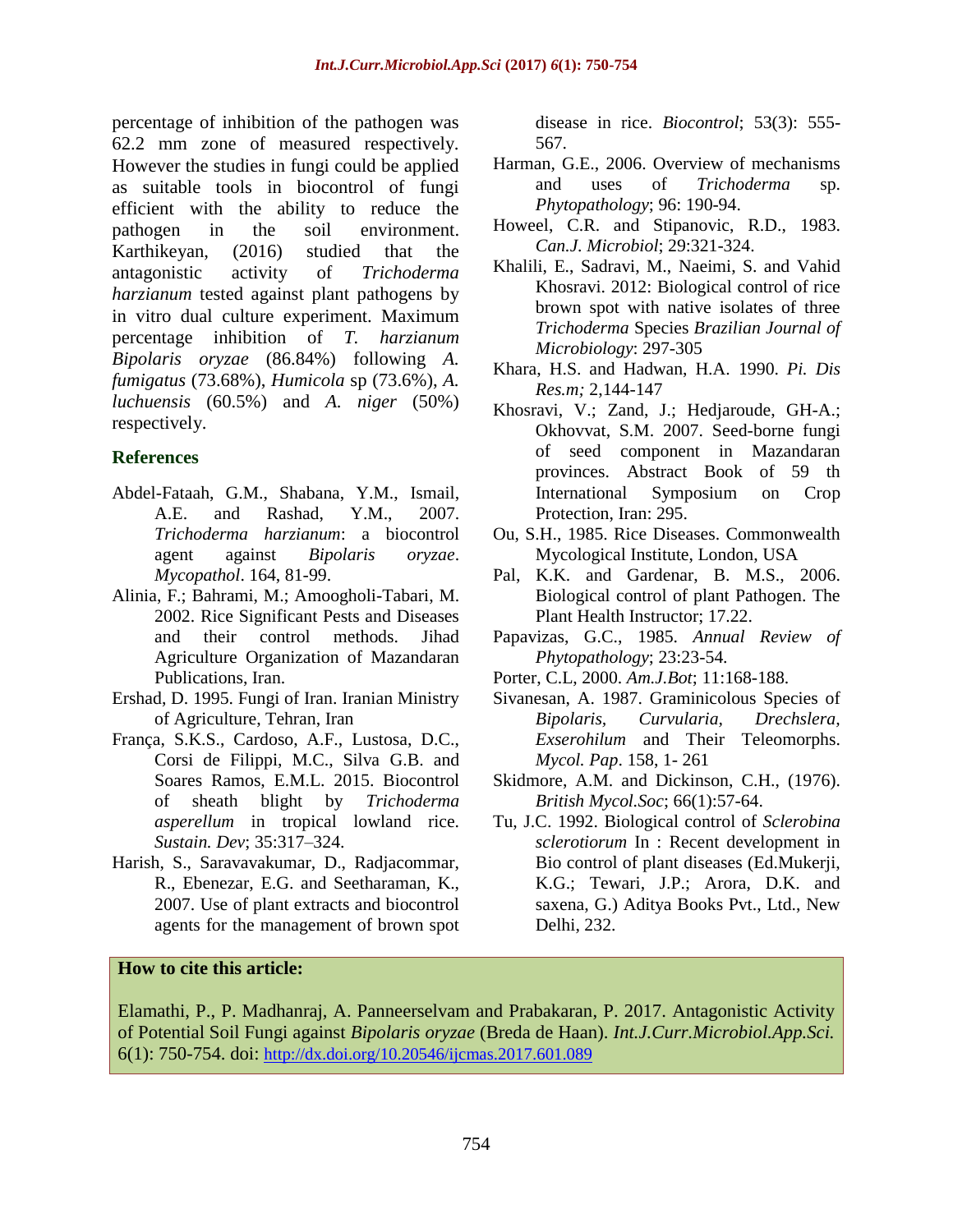percentage of inhibition of the pathogen was 62.2 mm zone of measured respectively. However the studies in fungi could be applied as suitable tools in biocontrol of fungi efficient with the ability to reduce the pathogen in the soil environment. Karthikeyan, (2016) studied that the antagonistic activity of *Trichoderma harzianum* tested against plant pathogens by in vitro dual culture experiment. Maximum percentage inhibition of *T. harzianum Bipolaris oryzae* (86.84%) following *A. fumigatus* (73.68%), *Humicola* sp (73.6%), *A. luchuensis* (60.5%) and *A. niger* (50%) respectively.

## References

Abdel-Fataah, G.M., Shabana, Y.M., Ismail, A.E. and Rashad, Y.M., 2007. *Trichoderma harzianum*: a biocontrol agent against *Bipolaris oryzae*. *Mycopathol*. 164, 81-99.

Alinia, F.; Bahrami, M.; Amooghol-Tabari, M. 2002. Rice Significant Pests and Diseases and their control methods. Jihad Agriculture Organization of Mazandaran Publications, Iran.

Ershad, D. 1995. Fungi of Iran. Iranian Ministry of Agriculture, Tehran, Iran

França, S.K.S., Cardoso, A.F., Lustosa, D.C., Corsi de Filippi, M.C., Silva G.B. and Soares Ramos, E.M.L. 2015. Biocontrol of sheath blight by *Trichoderma asperellum* in tropical lowland rice. *Sustain. Dev*; 35:317–324.

Harish, S., Saravavakumar, D., Radjacommar, R., Ebenezar, E.G. and Seetharaman, K., 2007. Use of plant extracts and biocontrol agents for the management of brown spot disease in rice. *Biocontrol*; 53(3): 555-567.

Harman, G.E., 2006. Overview of mechanisms and uses of *Trichoderma* sp. *Phytopathology*; 96: 190-94.

Howeel, C.R. and Stipanovic, R.D., 1983. *Can.J. Microbiol*; 29:321-324.

Khalili, E., Sadravi, M., Naeimi, S. and Vahid Khosravi. 2012: Biological control of rice brown spot with native isolates of three *Trichoderma* Species *Brazilian Journal of Microbiology*: 297-305

Khara, H.S. and Hadwan, H.A. 1990. *Pi. Dis Res.m;* 2,144-147

Khosravi, V.; Zand, J.; Hedjaroude, GH-A.; Okhovvat, S.M. 2007. Seed-borne fungi of seed component in Mazandaran provinces. Abstract Book of 59 th International Symposium on Crop Protection, Iran: 295.

Ou, S.H., 1985. Rice Diseases. Commonwealth Mycological Institute, London, USA

Pal, K.K. and Gardenar, B. M.S., 2006. Biological control of plant Pathogen. The Plant Health Instructor; 17.22.

Papavizas, G.C., 1985. *Annual Review of Phytopathology*; 23:23-54.

Porter, C.L, 2000. *Am.J.Bot*; 11:168-188.

Sivanesan, A. 1987. Graminicolous Species of *Bipolaris*, *Curvularia*, *Drechslera*, *Exserohilum* and Their Teleomorphs. *Mycol. Pap*. 158, 1- 261

Skidmore, A.M. and Dickinson, C.H., (1976). *British Mycol.Soc*; 66(1):57-64.

Tu, J.C. 1992. Biological control of *Sclerobina sclerotiorum* In : Recent development in Bio control of plant diseases (Ed.Mukerji, K.G.; Tewari, J.P.; Arora, D.K. and saxena, G.) Aditya Books Pvt., Ltd., New Delhi, 232.

**How to cite this article:**

Elamathi, P., P. Madhanraj, A. Panneerselvam and Prabakaran, P. 2017. Antagonistic Activity of Potential Soil Fungi against *Bipolaris oryzae* (Breda de Haan). *Int.J.Curr.Microbiol.App.Sci.* 6(1): 750-754. doi: http://dx.doi.org/10.20546/ijcmas.2017.601.089